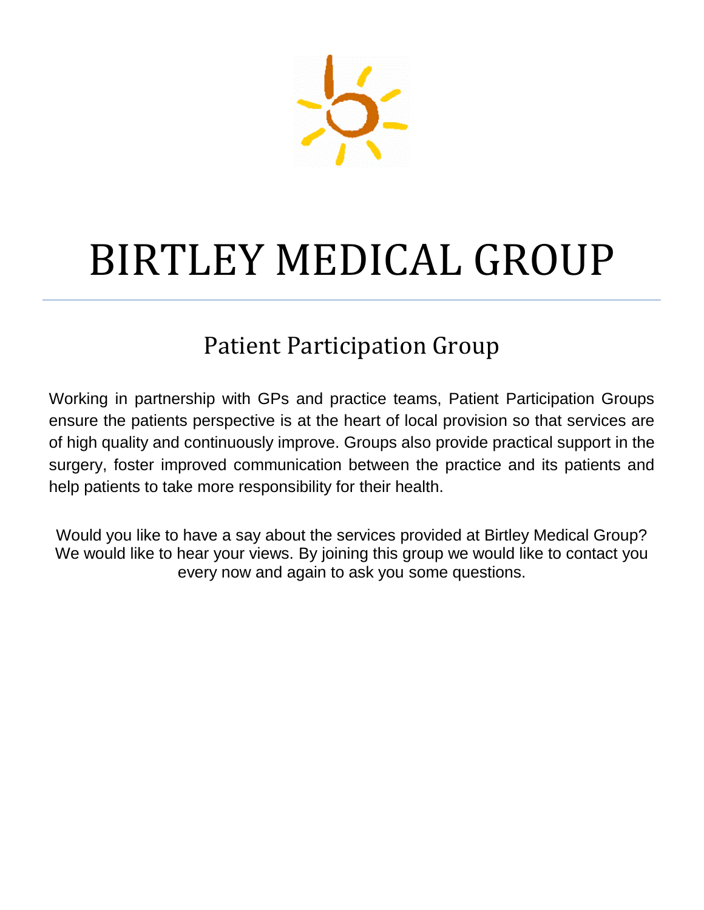# BIRTLEY MEDICAL GROUP

## Patient Participation Group

Working in partnership with GPs and practice teams, Patient Participation Groups ensure the patients perspective is at the heart of local provision so that services are of high quality and continuously improve. Groups also provide practical support in the surgery, foster improved communication between the practice and its patients and help patients to take more responsibility for their health.

Would you like to have a say about the services provided at Birtley Medical Group? We would like to hear your views. By joining this group we would like to contact you every now and again to ask you some questions.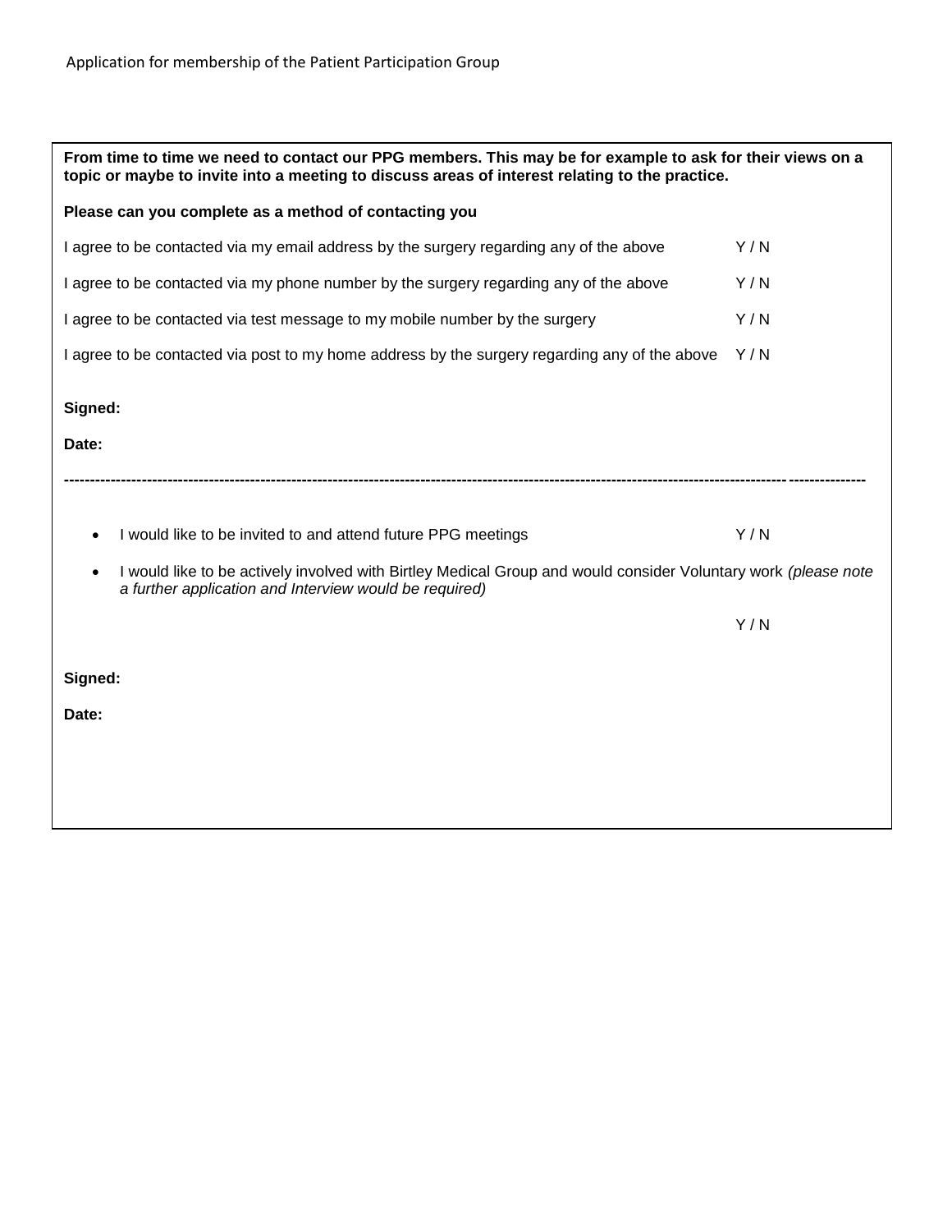Application for membership of the Patient Participation Group

**From time to time we need to contact our PPG members. This may be for example to ask for their views on a topic or maybe to invite into a meeting to discuss areas of interest relating to the practice.**

**Please can you complete as a method of contacting you**

I agree to be contacted via my email address by the surgery regarding any of the above Y / N

I agree to be contacted via my phone number by the surgery regarding any of the above Y / N

I agree to be contacted via test message to my mobile number by the surgery Y / N

I agree to be contacted via post to my home address by the surgery regarding any of the above Y / N

**Signed:**

**Date:**

---

- I would like to be invited to and attend future PPG meetings Y / N
- I would like to be actively involved with Birtley Medical Group and would consider Voluntary work *(please note a further application and Interview would be required)*

Y / N

**Signed:**

**Date:**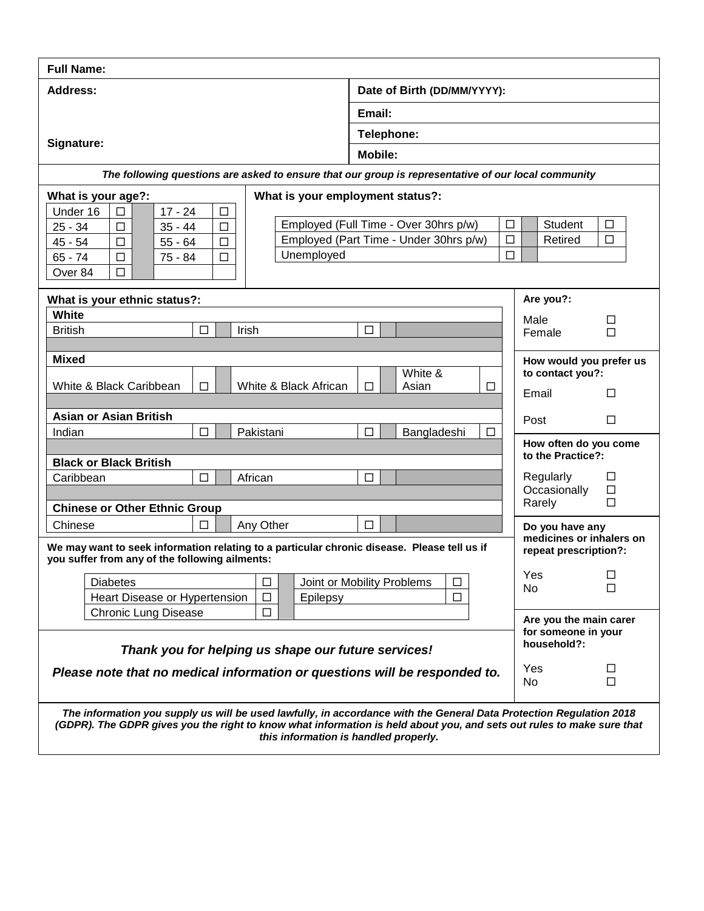**Full Name:**

**Address:**

**Signature:**

**Date of Birth (DD/MM/YYYY):**

**Email:**

**Telephone:**

**Mobile:**

***The following questions are asked to ensure that our group is representative of our local community***

**What is your age?:**

| | | | |
|---|---|---|---|
| Under 16 | ☐ | 17 - 24 | ☐ |
| 25 - 34 | ☐ | 35 - 44 | ☐ |
| 45 - 54 | ☐ | 55 - 64 | ☐ |
| 65 - 74 | ☐ | 75 - 84 | ☐ |
| Over 84 | ☐ | | |

**What is your employment status?:**

| | | | |
|---|---|---|---|
| Employed (Full Time - Over 30hrs p/w) | ☐ | Student | ☐ |
| Employed (Part Time - Under 30hrs p/w) | ☐ | Retired | ☐ |
| Unemployed | ☐ | | |

**What is your ethnic status?:**

| | | | | | |
|---|---|---|---|---|---|
| **White** | | | | | |
| British | ☐ | Irish | ☐ | | |
| **Mixed** | | | | | |
| White & Black Caribbean | ☐ | White & Black African | ☐ | White & Asian | ☐ |
| **Asian or Asian British** | | | | | |
| Indian | ☐ | Pakistani | ☐ | Bangladeshi | ☐ |
| **Black or Black British** | | | | | |
| Caribbean | ☐ | African | ☐ | | |
| **Chinese or Other Ethnic Group** | | | | | |
| Chinese | ☐ | Any Other | ☐ | | |

**Are you?:**

Male ☐
Female ☐

**How would you prefer us to contact you?:**

Email ☐

Post ☐

**How often do you come to the Practice?:**

Regularly ☐
Occasionally ☐
Rarely ☐

**Do you have any medicines or inhalers on repeat prescription?:**

Yes ☐
No ☐

**Are you the main carer for someone in your household?:**

Yes ☐
No ☐

**We may want to seek information relating to a particular chronic disease. Please tell us if you suffer from any of the following ailments:**

| | | | |
|---|---|---|---|
| Diabetes | ☐ | Joint or Mobility Problems | ☐ |
| Heart Disease or Hypertension | ☐ | Epilepsy | ☐ |
| Chronic Lung Disease | ☐ | | |

***Thank you for helping us shape our future services!***

***Please note that no medical information or questions will be responded to.***

***The information you supply us will be used lawfully, in accordance with the General Data Protection Regulation 2018 (GDPR). The GDPR gives you the right to know what information is held about you, and sets out rules to make sure that this information is handled properly.***